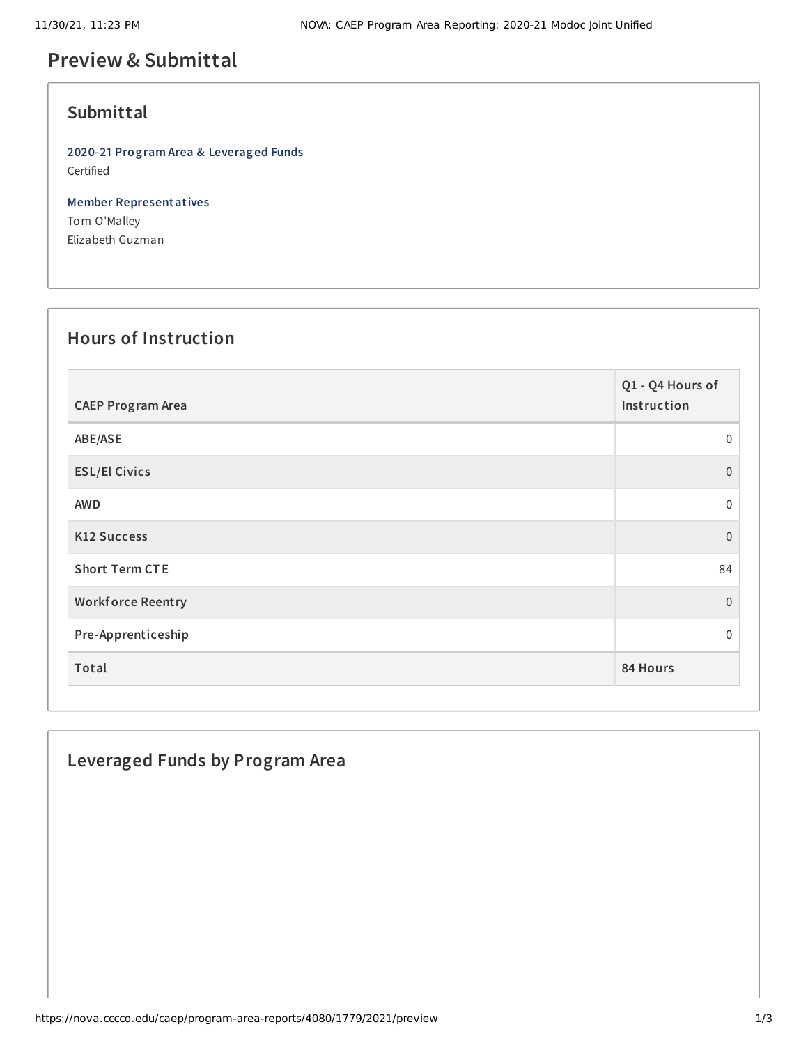# Preview & Submittal

## Submittal

**2020-21 Program Area & Leveraged Funds**
Certified

**Member Representatives**
Tom O'Malley
Elizabeth Guzman

## Hours of Instruction

| CAEP Program Area | Q1 - Q4 Hours of Instruction |
|---|---|
| ABE/ASE | 0 |
| ESL/El Civics | 0 |
| AWD | 0 |
| K12 Success | 0 |
| Short Term CTE | 84 |
| Workforce Reentry | 0 |
| Pre-Apprenticeship | 0 |
| **Total** | **84 Hours** |

## Leveraged Funds by Program Area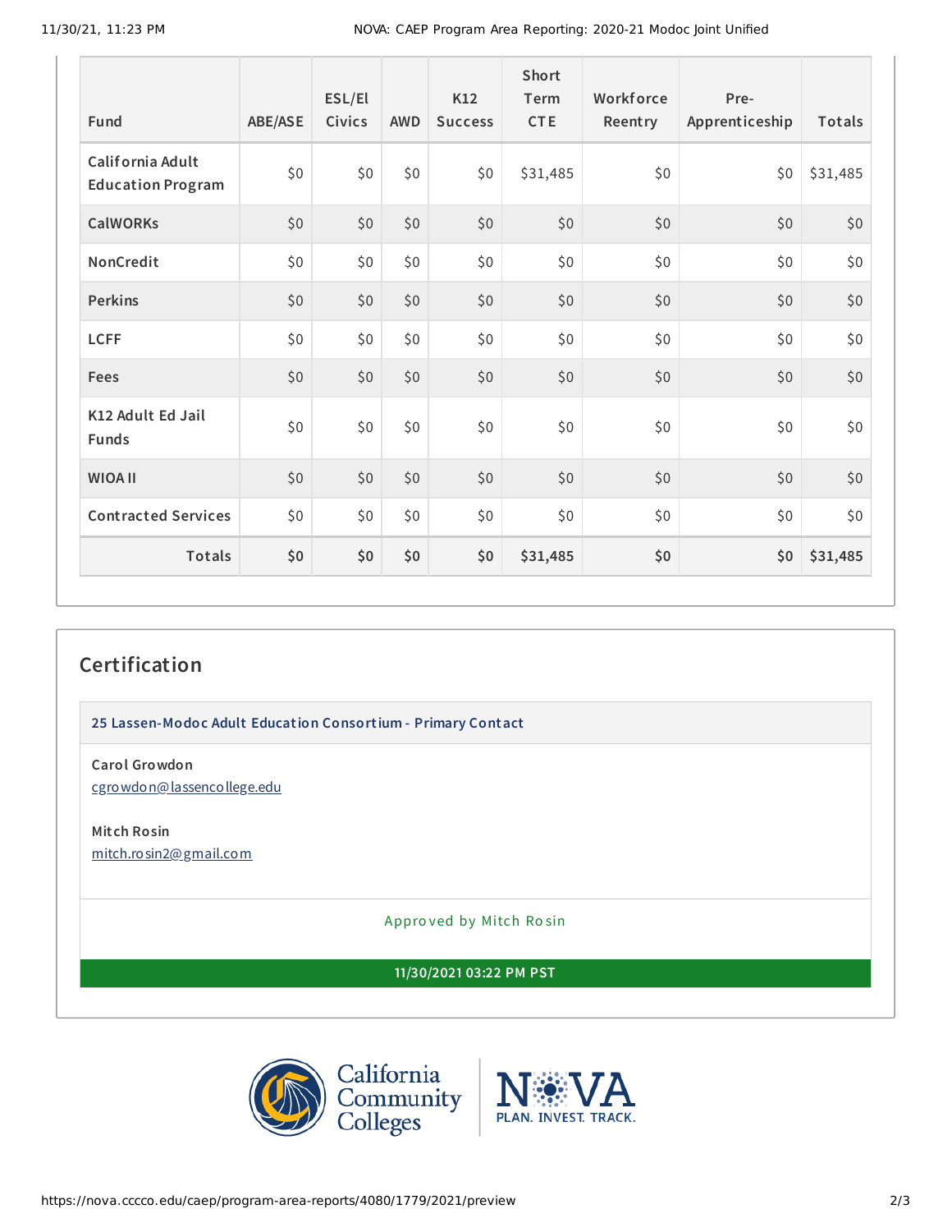| Fund | ABE/ASE | ESL/El Civics | AWD | K12 Success | Short Term CTE | Workforce Reentry | Pre-Apprenticeship | Totals |
|---|---|---|---|---|---|---|---|---|
| California Adult Education Program | $0 | $0 | $0 | $0 | $31,485 | $0 | $0 | $31,485 |
| CalWORKs | $0 | $0 | $0 | $0 | $0 | $0 | $0 | $0 |
| NonCredit | $0 | $0 | $0 | $0 | $0 | $0 | $0 | $0 |
| Perkins | $0 | $0 | $0 | $0 | $0 | $0 | $0 | $0 |
| LCFF | $0 | $0 | $0 | $0 | $0 | $0 | $0 | $0 |
| Fees | $0 | $0 | $0 | $0 | $0 | $0 | $0 | $0 |
| K12 Adult Ed Jail Funds | $0 | $0 | $0 | $0 | $0 | $0 | $0 | $0 |
| WIOA II | $0 | $0 | $0 | $0 | $0 | $0 | $0 | $0 |
| Contracted Services | $0 | $0 | $0 | $0 | $0 | $0 | $0 | $0 |
| **Totals** | **$0** | **$0** | **$0** | **$0** | **$31,485** | **$0** | **$0** | **$31,485** |

## Certification

**25 Lassen-Modoc Adult Education Consortium - Primary Contact**

**Carol Growdon**
cgrowdon@lassencollege.edu

**Mitch Rosin**
mitch.rosin2@gmail.com

Approved by Mitch Rosin

**11/30/2021 03:22 PM PST**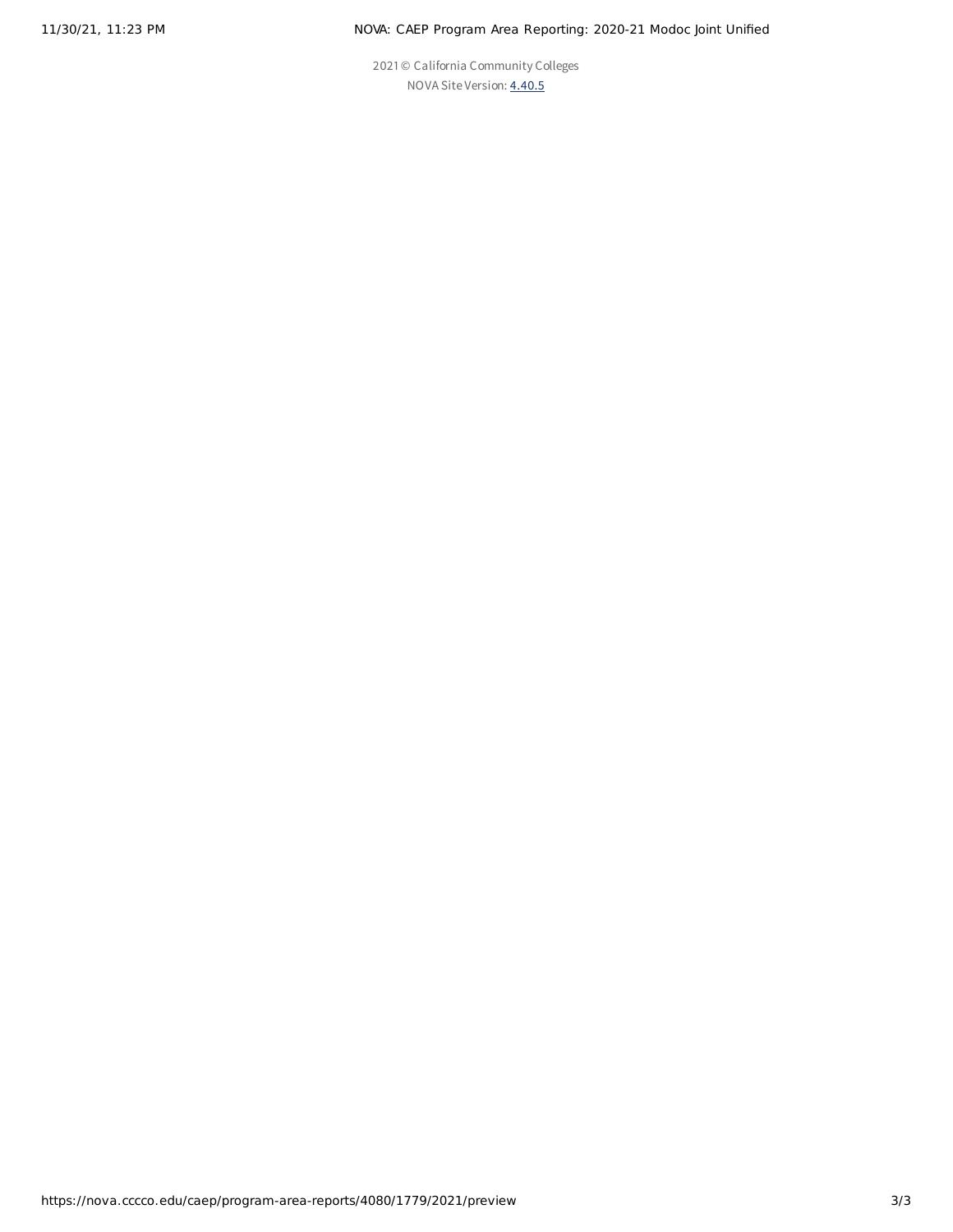2021 © California Community Colleges
NOVA Site Version: 4.40.5